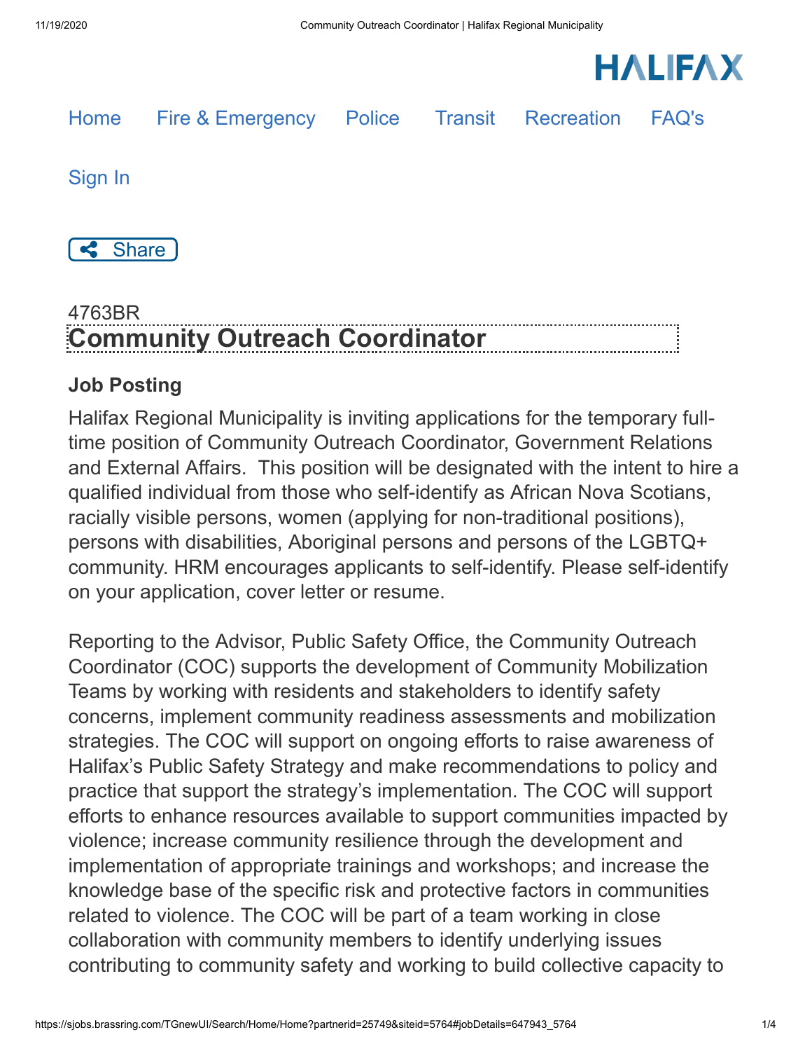HALIFAX

Home Fire & Emergency Police Transit Recreation FAQ's

Sign In

Share

4763BR

# Community Outreach Coordinator

### Job Posting

Halifax Regional Municipality is inviting applications for the temporary full-time position of Community Outreach Coordinator, Government Relations and External Affairs. This position will be designated with the intent to hire a qualified individual from those who self-identify as African Nova Scotians, racially visible persons, women (applying for non-traditional positions), persons with disabilities, Aboriginal persons and persons of the LGBTQ+ community. HRM encourages applicants to self-identify. Please self-identify on your application, cover letter or resume.

Reporting to the Advisor, Public Safety Office, the Community Outreach Coordinator (COC) supports the development of Community Mobilization Teams by working with residents and stakeholders to identify safety concerns, implement community readiness assessments and mobilization strategies. The COC will support on ongoing efforts to raise awareness of Halifax's Public Safety Strategy and make recommendations to policy and practice that support the strategy's implementation. The COC will support efforts to enhance resources available to support communities impacted by violence; increase community resilience through the development and implementation of appropriate trainings and workshops; and increase the knowledge base of the specific risk and protective factors in communities related to violence. The COC will be part of a team working in close collaboration with community members to identify underlying issues contributing to community safety and working to build collective capacity to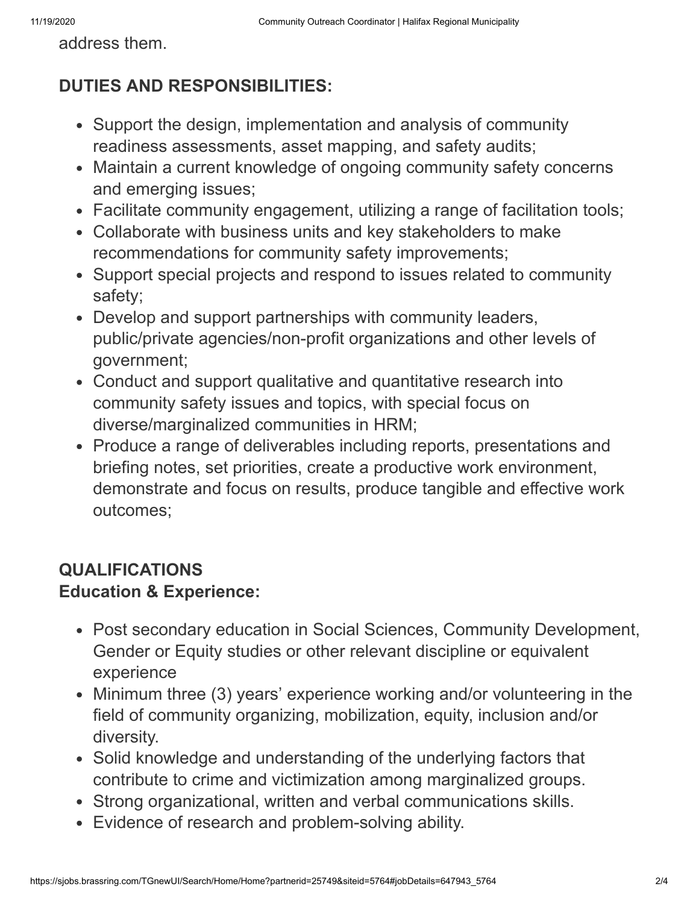address them.

**DUTIES AND RESPONSIBILITIES:**

- Support the design, implementation and analysis of community readiness assessments, asset mapping, and safety audits;
- Maintain a current knowledge of ongoing community safety concerns and emerging issues;
- Facilitate community engagement, utilizing a range of facilitation tools;
- Collaborate with business units and key stakeholders to make recommendations for community safety improvements;
- Support special projects and respond to issues related to community safety;
- Develop and support partnerships with community leaders, public/private agencies/non-profit organizations and other levels of government;
- Conduct and support qualitative and quantitative research into community safety issues and topics, with special focus on diverse/marginalized communities in HRM;
- Produce a range of deliverables including reports, presentations and briefing notes, set priorities, create a productive work environment, demonstrate and focus on results, produce tangible and effective work outcomes;

**QUALIFICATIONS**
**Education & Experience:**

- Post secondary education in Social Sciences, Community Development, Gender or Equity studies or other relevant discipline or equivalent experience
- Minimum three (3) years' experience working and/or volunteering in the field of community organizing, mobilization, equity, inclusion and/or diversity.
- Solid knowledge and understanding of the underlying factors that contribute to crime and victimization among marginalized groups.
- Strong organizational, written and verbal communications skills.
- Evidence of research and problem-solving ability.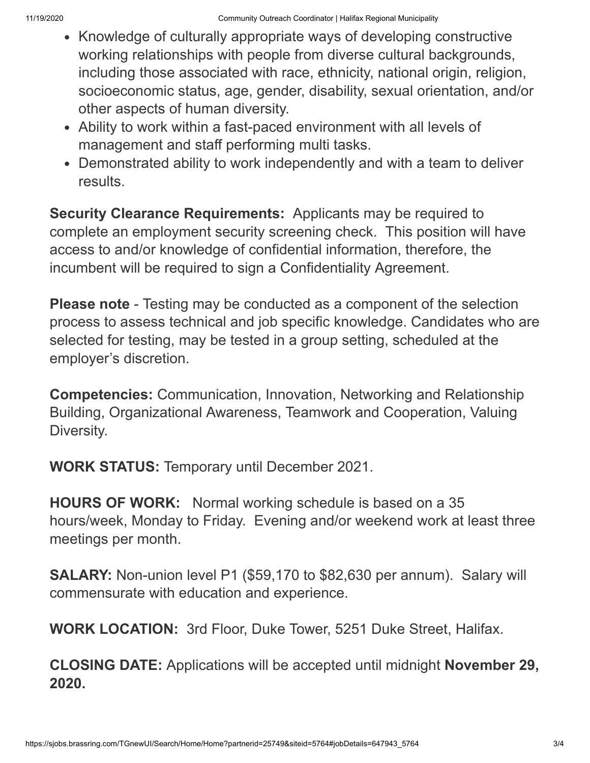- Knowledge of culturally appropriate ways of developing constructive working relationships with people from diverse cultural backgrounds, including those associated with race, ethnicity, national origin, religion, socioeconomic status, age, gender, disability, sexual orientation, and/or other aspects of human diversity.
- Ability to work within a fast-paced environment with all levels of management and staff performing multi tasks.
- Demonstrated ability to work independently and with a team to deliver results.

**Security Clearance Requirements:** Applicants may be required to complete an employment security screening check. This position will have access to and/or knowledge of confidential information, therefore, the incumbent will be required to sign a Confidentiality Agreement.

**Please note** - Testing may be conducted as a component of the selection process to assess technical and job specific knowledge. Candidates who are selected for testing, may be tested in a group setting, scheduled at the employer's discretion.

**Competencies:** Communication, Innovation, Networking and Relationship Building, Organizational Awareness, Teamwork and Cooperation, Valuing Diversity.

**WORK STATUS:** Temporary until December 2021.

**HOURS OF WORK:** Normal working schedule is based on a 35 hours/week, Monday to Friday. Evening and/or weekend work at least three meetings per month.

**SALARY:** Non-union level P1 ($59,170 to $82,630 per annum). Salary will commensurate with education and experience.

**WORK LOCATION:** 3rd Floor, Duke Tower, 5251 Duke Street, Halifax.

**CLOSING DATE:** Applications will be accepted until midnight **November 29, 2020.**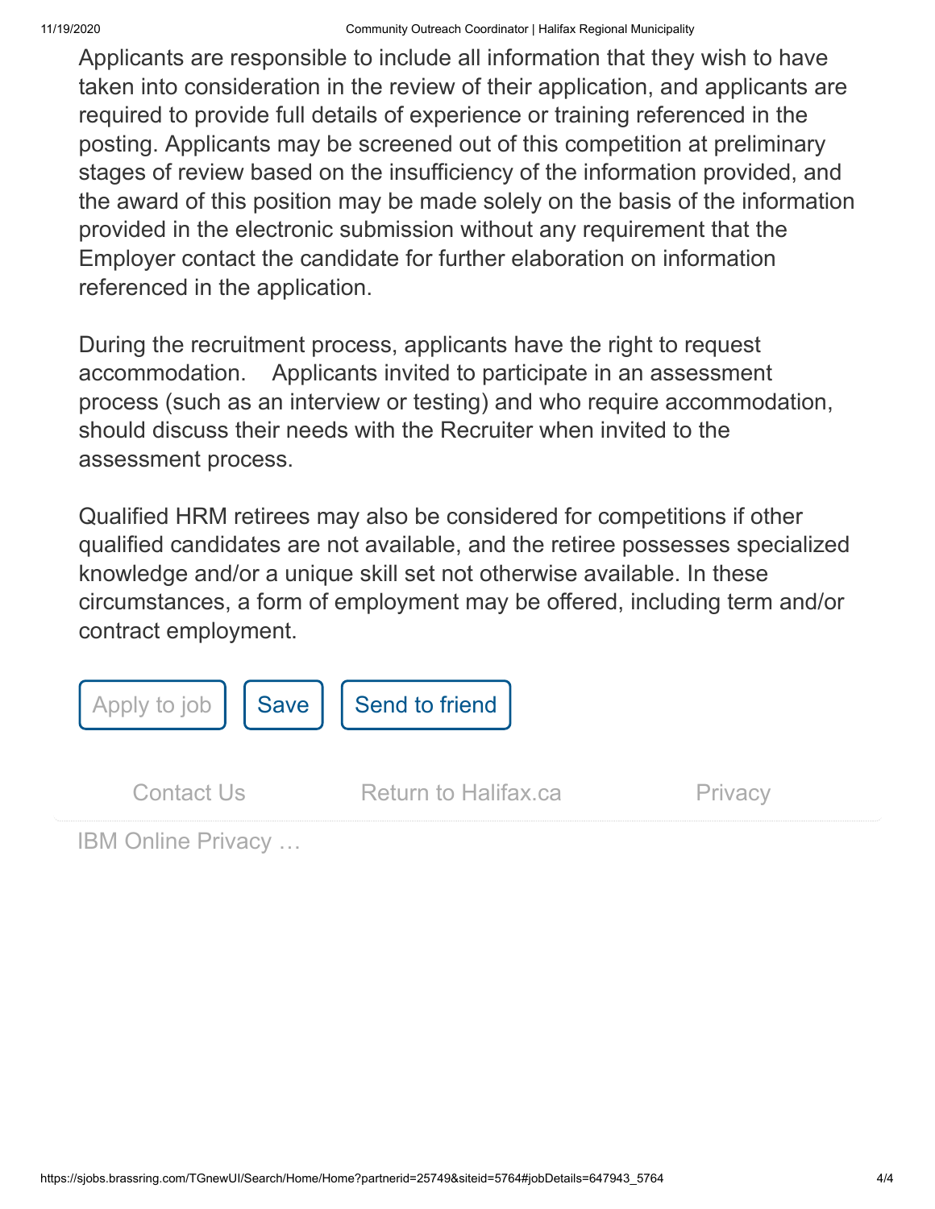Applicants are responsible to include all information that they wish to have taken into consideration in the review of their application, and applicants are required to provide full details of experience or training referenced in the posting. Applicants may be screened out of this competition at preliminary stages of review based on the insufficiency of the information provided, and the award of this position may be made solely on the basis of the information provided in the electronic submission without any requirement that the Employer contact the candidate for further elaboration on information referenced in the application.

During the recruitment process, applicants have the right to request accommodation. Applicants invited to participate in an assessment process (such as an interview or testing) and who require accommodation, should discuss their needs with the Recruiter when invited to the assessment process.

Qualified HRM retirees may also be considered for competitions if other qualified candidates are not available, and the retiree possesses specialized knowledge and/or a unique skill set not otherwise available. In these circumstances, a form of employment may be offered, including term and/or contract employment.

Apply to job | Save | Send to friend

Contact Us | Return to Halifax.ca | Privacy

IBM Online Privacy …